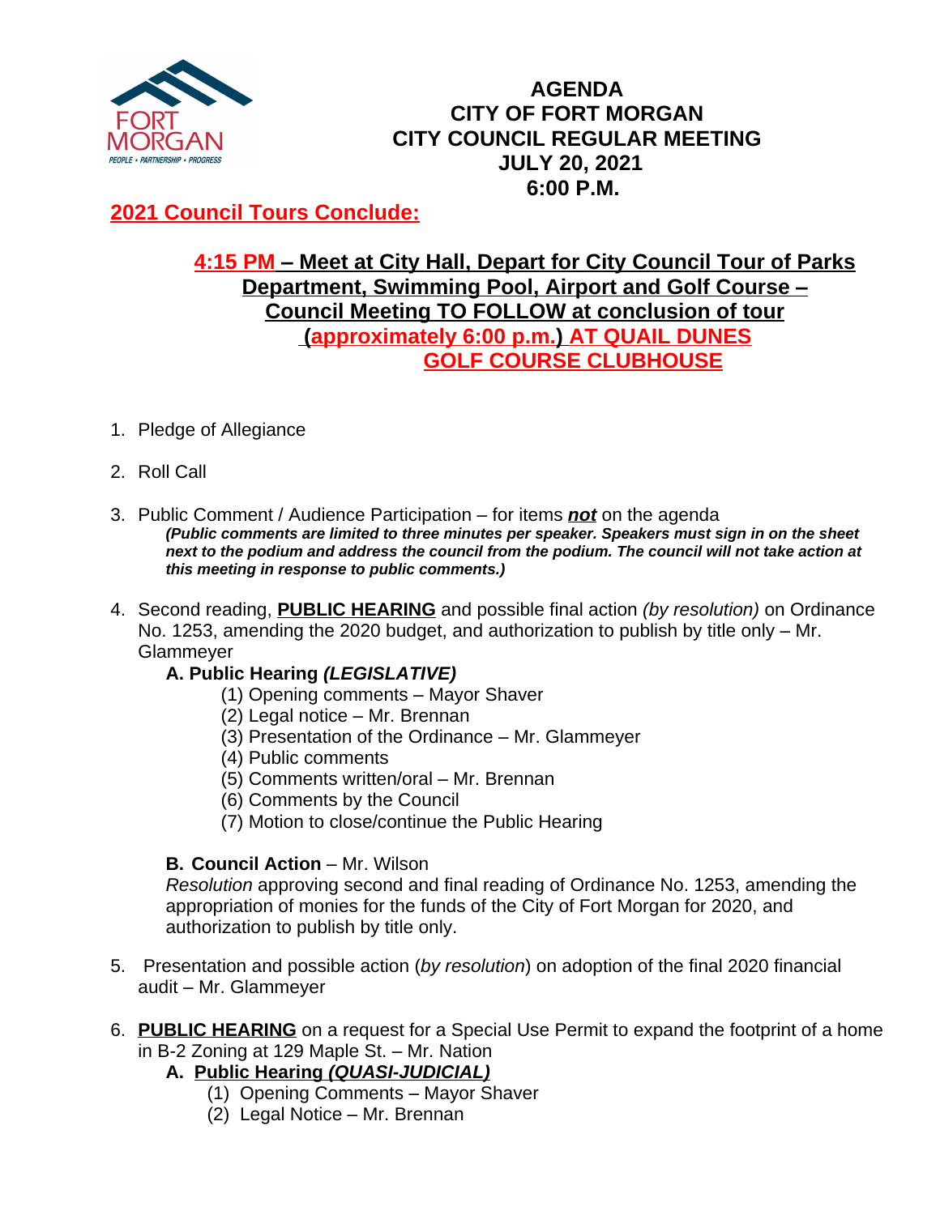# AGENDA
# CITY OF FORT MORGAN
# CITY COUNCIL REGULAR MEETING
# JULY 20, 2021
# 6:00 P.M.

**2021 Council Tours Conclude:**

**4:15 PM – Meet at City Hall, Depart for City Council Tour of Parks Department, Swimming Pool, Airport and Golf Course – Council Meeting TO FOLLOW at conclusion of tour (approximately 6:00 p.m.) AT QUAIL DUNES GOLF COURSE CLUBHOUSE**

1. Pledge of Allegiance

2. Roll Call

3. Public Comment / Audience Participation – for items ***not*** on the agenda
   ***(Public comments are limited to three minutes per speaker. Speakers must sign in on the sheet next to the podium and address the council from the podium. The council will not take action at this meeting in response to public comments.)***

4. Second reading, **PUBLIC HEARING** and possible final action *(by resolution)* on Ordinance No. 1253, amending the 2020 budget, and authorization to publish by title only – Mr. Glammeyer

   **A. Public Hearing *(LEGISLATIVE)***
   - (1) Opening comments – Mayor Shaver
   - (2) Legal notice – Mr. Brennan
   - (3) Presentation of the Ordinance – Mr. Glammeyer
   - (4) Public comments
   - (5) Comments written/oral – Mr. Brennan
   - (6) Comments by the Council
   - (7) Motion to close/continue the Public Hearing

   **B. Council Action** – Mr. Wilson
   *Resolution* approving second and final reading of Ordinance No. 1253, amending the appropriation of monies for the funds of the City of Fort Morgan for 2020, and authorization to publish by title only.

5. Presentation and possible action (*by resolution*) on adoption of the final 2020 financial audit – Mr. Glammeyer

6. **PUBLIC HEARING** on a request for a Special Use Permit to expand the footprint of a home in B-2 Zoning at 129 Maple St. – Mr. Nation

   **A. Public Hearing *(QUASI-JUDICIAL)***
   - (1) Opening Comments – Mayor Shaver
   - (2) Legal Notice – Mr. Brennan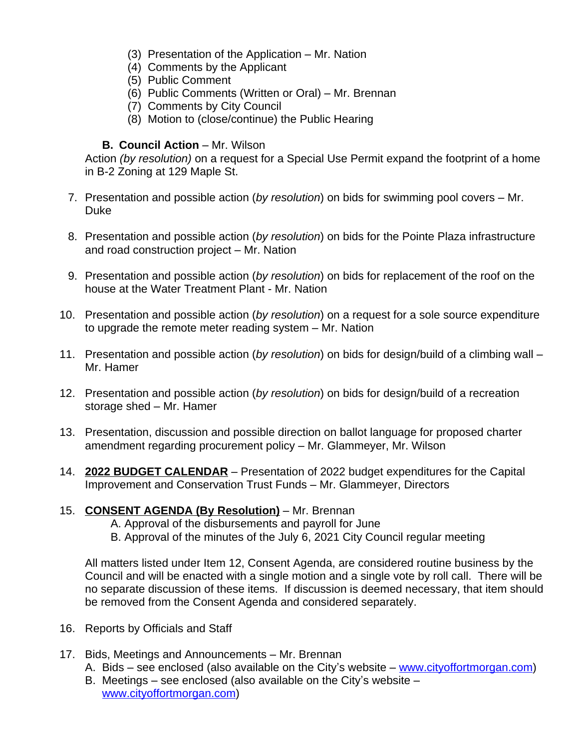(3) Presentation of the Application – Mr. Nation
(4) Comments by the Applicant
(5) Public Comment
(6) Public Comments (Written or Oral) – Mr. Brennan
(7) Comments by City Council
(8) Motion to (close/continue) the Public Hearing

**B. Council Action** – Mr. Wilson
Action *(by resolution)* on a request for a Special Use Permit expand the footprint of a home in B-2 Zoning at 129 Maple St.

7. Presentation and possible action (*by resolution*) on bids for swimming pool covers – Mr. Duke

8. Presentation and possible action (*by resolution*) on bids for the Pointe Plaza infrastructure and road construction project – Mr. Nation

9. Presentation and possible action (*by resolution*) on bids for replacement of the roof on the house at the Water Treatment Plant - Mr. Nation

10. Presentation and possible action (*by resolution*) on a request for a sole source expenditure to upgrade the remote meter reading system – Mr. Nation

11. Presentation and possible action (*by resolution*) on bids for design/build of a climbing wall – Mr. Hamer

12. Presentation and possible action (*by resolution*) on bids for design/build of a recreation storage shed – Mr. Hamer

13. Presentation, discussion and possible direction on ballot language for proposed charter amendment regarding procurement policy – Mr. Glammeyer, Mr. Wilson

14. **<u>2022 BUDGET CALENDAR</u>** – Presentation of 2022 budget expenditures for the Capital Improvement and Conservation Trust Funds – Mr. Glammeyer, Directors

15. **<u>CONSENT AGENDA (By Resolution)</u>** – Mr. Brennan
    A. Approval of the disbursements and payroll for June
    B. Approval of the minutes of the July 6, 2021 City Council regular meeting

    All matters listed under Item 12, Consent Agenda, are considered routine business by the Council and will be enacted with a single motion and a single vote by roll call. There will be no separate discussion of these items. If discussion is deemed necessary, that item should be removed from the Consent Agenda and considered separately.

16. Reports by Officials and Staff

17. Bids, Meetings and Announcements – Mr. Brennan
    A. Bids – see enclosed (also available on the City's website – [www.cityoffortmorgan.com](www.cityoffortmorgan.com))
    B. Meetings – see enclosed (also available on the City's website – [www.cityoffortmorgan.com](www.cityoffortmorgan.com))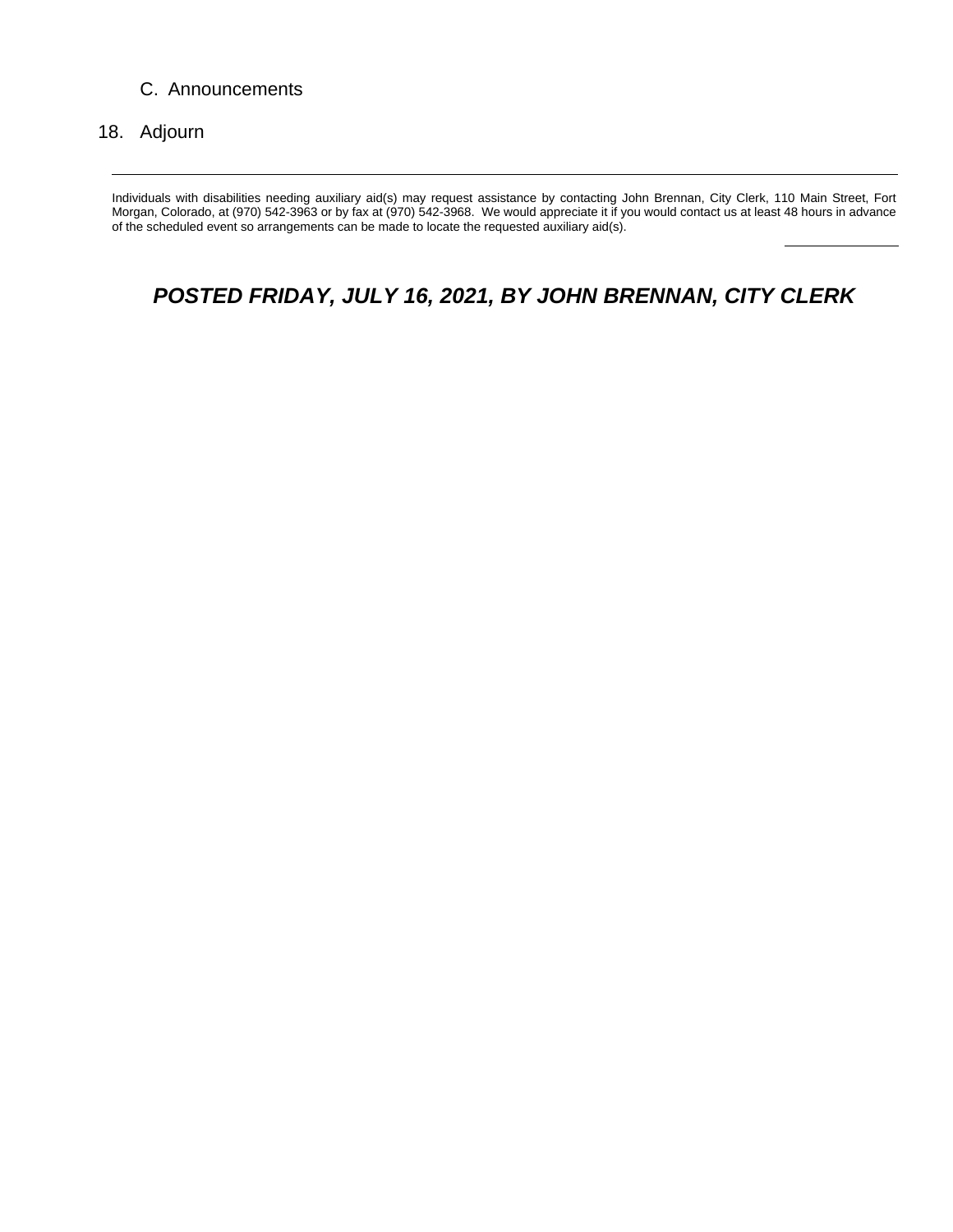C. Announcements

18. Adjourn

---

Individuals with disabilities needing auxiliary aid(s) may request assistance by contacting John Brennan, City Clerk, 110 Main Street, Fort Morgan, Colorado, at (970) 542-3963 or by fax at (970) 542-3968. We would appreciate it if you would contact us at least 48 hours in advance of the scheduled event so arrangements can be made to locate the requested auxiliary aid(s).

***POSTED FRIDAY, JULY 16, 2021, BY JOHN BRENNAN, CITY CLERK***